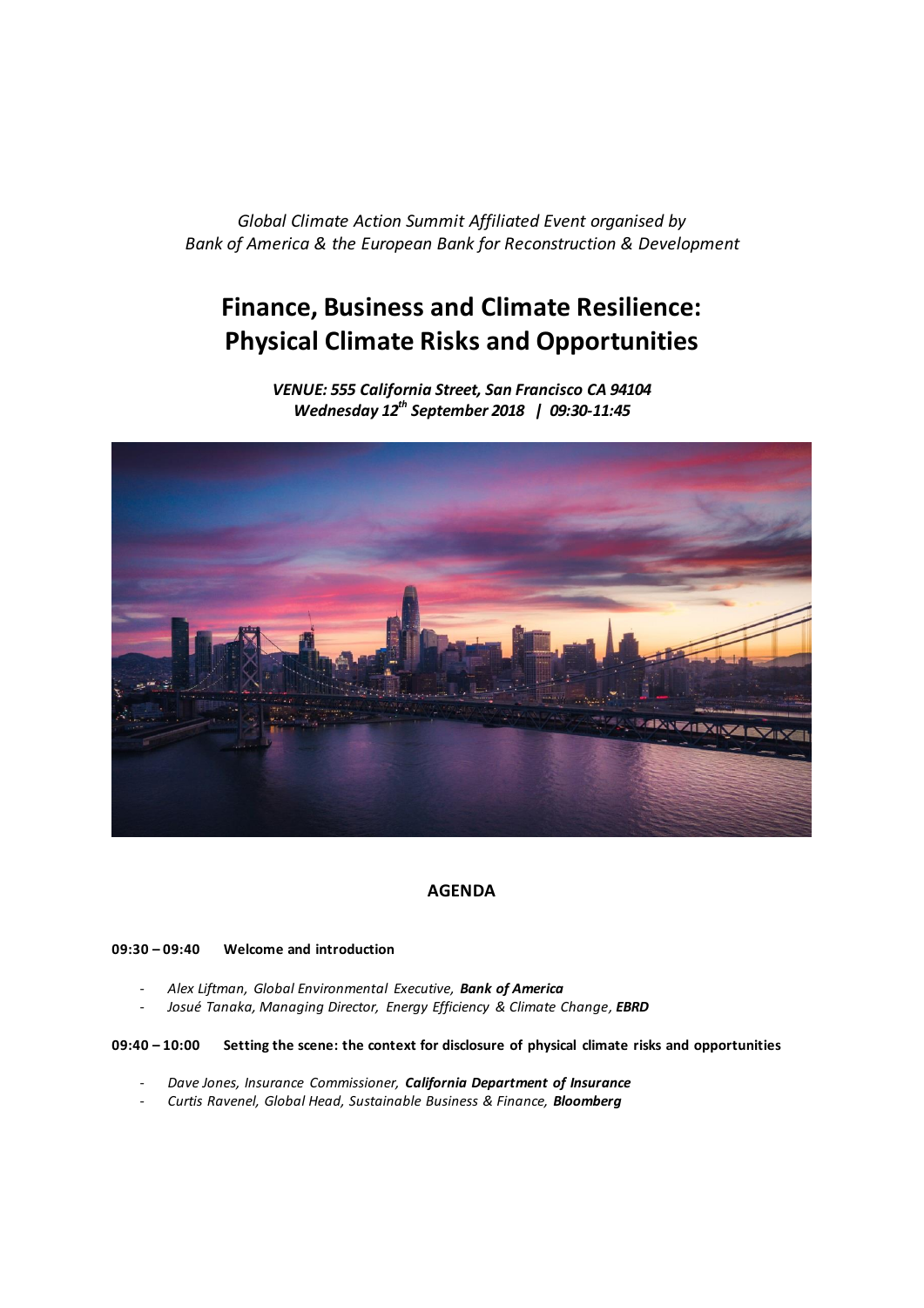*Global Climate Action Summit Affiliated Event organised by*
*Bank of America & the European Bank for Reconstruction & Development*

# Finance, Business and Climate Resilience: Physical Climate Risks and Opportunities

***VENUE: 555 California Street, San Francisco CA 94104***
***Wednesday 12th September 2018 | 09:30-11:45***

## AGENDA

**09:30 – 09:40 Welcome and introduction**

- *Alex Liftman, Global Environmental Executive,* ***Bank of America***
- *Josué Tanaka, Managing Director, Energy Efficiency & Climate Change,* ***EBRD***

**09:40 – 10:00 Setting the scene: the context for disclosure of physical climate risks and opportunities**

- *Dave Jones, Insurance Commissioner,* ***California Department of Insurance***
- *Curtis Ravenel, Global Head, Sustainable Business & Finance,* ***Bloomberg***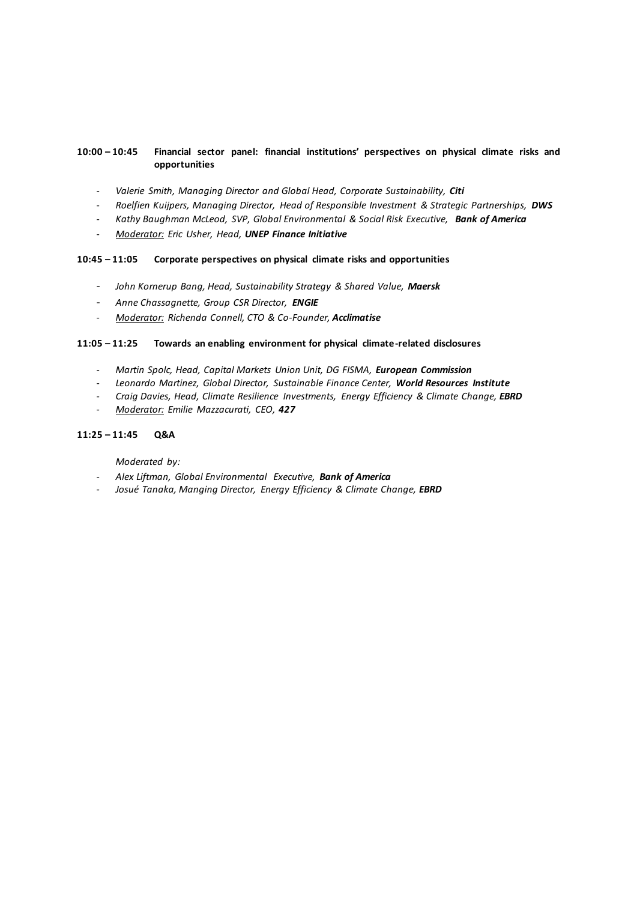**10:00 – 10:45 Financial sector panel: financial institutions' perspectives on physical climate risks and opportunities**

- *Valerie Smith, Managing Director and Global Head, Corporate Sustainability, **Citi***
- *Roelfien Kuijpers, Managing Director, Head of Responsible Investment & Strategic Partnerships, **DWS***
- *Kathy Baughman McLeod, SVP, Global Environmental & Social Risk Executive, **Bank of America***
- *Moderator: Eric Usher, Head, **UNEP Finance Initiative***

**10:45 – 11:05 Corporate perspectives on physical climate risks and opportunities**

- *John Kornerup Bang, Head, Sustainability Strategy & Shared Value, **Maersk***
- *Anne Chassagnette, Group CSR Director, **ENGIE***
- *Moderator: Richenda Connell, CTO & Co-Founder, **Acclimatise***

**11:05 – 11:25 Towards an enabling environment for physical climate-related disclosures**

- *Martin Spolc, Head, Capital Markets Union Unit, DG FISMA, **European Commission***
- *Leonardo Martinez, Global Director, Sustainable Finance Center, **World Resources Institute***
- *Craig Davies, Head, Climate Resilience Investments, Energy Efficiency & Climate Change, **EBRD***
- *Moderator: Emilie Mazzacurati, CEO, **427***

**11:25 – 11:45 Q&A**

*Moderated by:*

- *Alex Liftman, Global Environmental Executive, **Bank of America***
- *Josué Tanaka, Manging Director, Energy Efficiency & Climate Change, **EBRD***